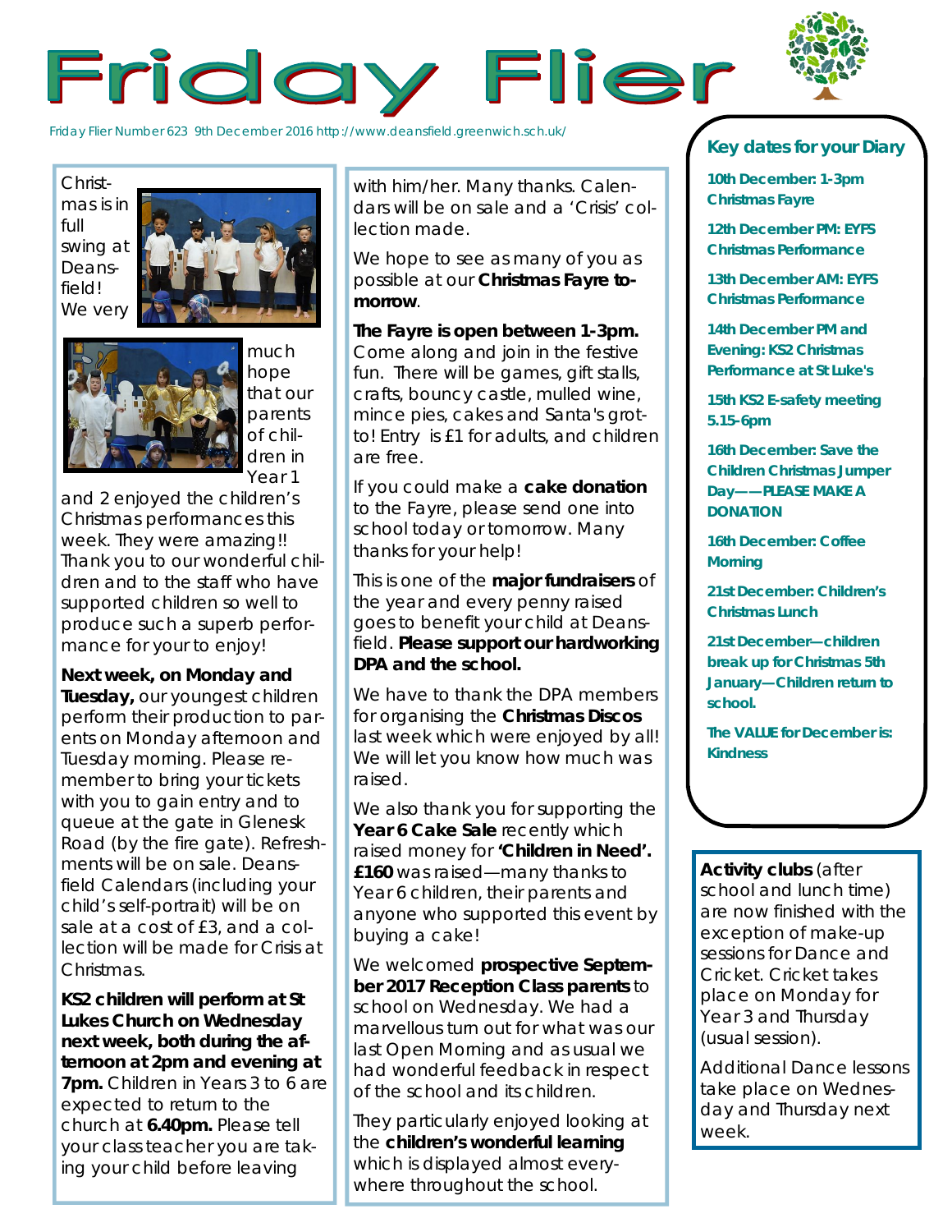# Friday Flier

Friday Flier Number 623 9th December 2016 http://www.deansfield.greenwich.sch.uk/

Christmas is in full swing at Deansfield! We very much hope that our parents of children in Year 1 and 2 enjoyed the children's Christmas performances this week. They were amazing!! Thank you to our wonderful children and to the staff who have supported children so well to produce such a superb performance for your to enjoy!

**Next week, on Monday and Tuesday,** our youngest children perform their production to parents on Monday afternoon and Tuesday morning. Please remember to bring your tickets with you to gain entry and to queue at the gate in Glenesk Road (by the fire gate). Refreshments will be on sale. Deansfield Calendars (including your child's self-portrait) will be on sale at a cost of £3, and a collection will be made for Crisis at Christmas.

**KS2 children will perform at St Lukes Church on Wednesday next week, both during the afternoon at 2pm and evening at 7pm.** Children in Years 3 to 6 are expected to return to the church at **6.40pm.** Please tell your class teacher you are taking your child before leaving with him/her. Many thanks. Calendars will be on sale and a 'Crisis' collection made.

We hope to see as many of you as possible at our **Christmas Fayre tomorrow**.

**The Fayre is open between 1-3pm.** Come along and join in the festive fun. There will be games, gift stalls, crafts, bouncy castle, mulled wine, mince pies, cakes and Santa's grotto! Entry is £1 for adults, and children are free.

If you could make a **cake donation** to the Fayre, please send one into school today or tomorrow. Many thanks for your help!

This is one of the **major fundraisers** of the year and every penny raised goes to benefit your child at Deansfield. **Please support our hardworking DPA and the school.**

We have to thank the DPA members for organising the **Christmas Discos** last week which were enjoyed by all! We will let you know how much was raised.

We also thank you for supporting the **Year 6 Cake Sale** recently which raised money for **'Children in Need'. £160** was raised—many thanks to Year 6 children, their parents and anyone who supported this event by buying a cake!

We welcomed **prospective September 2017 Reception Class parents** to school on Wednesday. We had a marvellous turn out for what was our last Open Morning and as usual we had wonderful feedback in respect of the school and its children.

They particularly enjoyed looking at the **children's wonderful learning** which is displayed almost everywhere throughout the school.

## Key dates for your Diary

**10th December: 1-3pm Christmas Fayre**

**12th December PM: EYFS Christmas Performance**

**13th December AM: EYFS Christmas Performance**

**14th December PM and Evening: KS2 Christmas Performance at St Luke's**

**15th KS2 E-safety meeting 5.15-6pm**

**16th December: Save the Children Christmas Jumper Day——PLEASE MAKE A DONATION**

**16th December: Coffee Morning**

**21st December: Children's Christmas Lunch**

**21st December—children break up for Christmas 5th January—Children return to school.**

**The VALUE for December is: Kindness**

**Activity clubs** (after school and lunch time) are now finished with the exception of make-up sessions for Dance and Cricket. Cricket takes place on Monday for Year 3 and Thursday (usual session).

Additional Dance lessons take place on Wednesday and Thursday next week.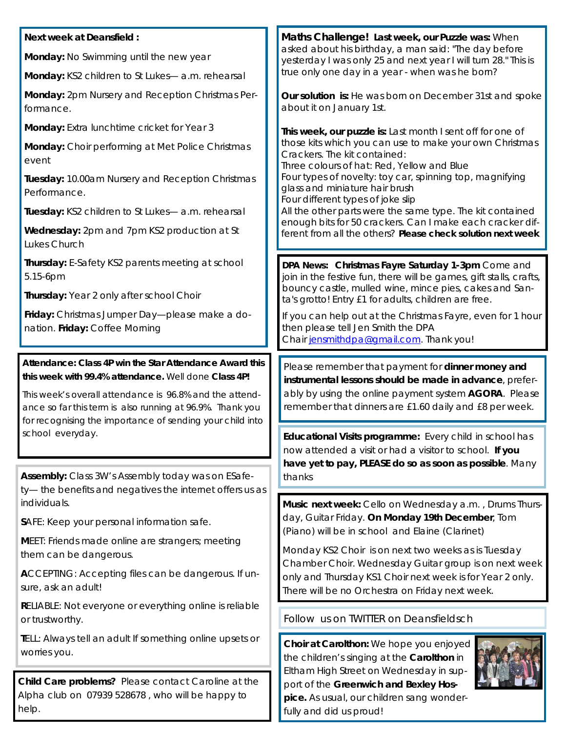**Next week at Deansfield :**

**Monday:** No Swimming until the new year

**Monday:** KS2 children to St Lukes— a.m. rehearsal

**Monday:** 2pm Nursery and Reception Christmas Performance.

**Monday:** Extra lunchtime cricket for Year 3

**Monday:** Choir performing at Met Police Christmas event

**Tuesday:** 10.00am Nursery and Reception Christmas Performance.

**Tuesday:** KS2 children to St Lukes— a.m. rehearsal

**Wednesday:** 2pm and 7pm KS2 production at St Lukes Church

**Thursday:** E-Safety KS2 parents meeting at school 5.15-6pm

**Thursday:** Year 2 only after school Choir

**Friday:** Christmas Jumper Day—please make a donation. **Friday:** Coffee Morning

**Attendance: Class 4P win the Star Attendance Award this this week with 99.4% attendance.** Well done **Class 4P!**

This week's overall attendance is 96.8% and the attendance so far this term is also running at 96.9%. Thank you for recognising the importance of sending your child into school everyday.

**Assembly:** Class 3W's Assembly today was on ESafety— the benefits and negatives the internet offers us as individuals.

**S**AFE: Keep your personal information safe.

**M**EET: Friends made online are strangers; meeting them can be dangerous.

**A**CCEPTING: Accepting files can be dangerous. If unsure, ask an adult!

**R**ELIABLE: Not everyone or everything online is reliable or trustworthy.

**T**ELL: Always tell an adult If something online upsets or worries you.

**Child Care problems?** Please contact Caroline at the Alpha club on 07939 528678 , who will be happy to help.

**Maths Challenge! Last week, our Puzzle was:** When asked about his birthday, a man said: "The day before yesterday I was only 25 and next year I will turn 28." This is true only one day in a year - when was he born?

**Our solution is:** He was born on December 31st and spoke about it on January 1st.

**This week, our puzzle is:** Last month I sent off for one of those kits which you can use to make your own Christmas Crackers. The kit contained:
Three colours of hat: Red, Yellow and Blue
Four types of novelty: toy car, spinning top, magnifying glass and miniature hair brush
Four different types of joke slip
All the other parts were the same type. The kit contained enough bits for 50 crackers. Can I make each cracker different from all the others? **Please check solution next week**

**DPA News: Christmas Fayre Saturday 1-3pm** Come and join in the festive fun, there will be games, gift stalls, crafts, bouncy castle, mulled wine, mince pies, cakes and Santa's grotto! Entry £1 for adults, children are free.

If you can help out at the Christmas Fayre, even for 1 hour then please tell Jen Smith the DPA Chair jensmithdpa@gmail.com. Thank you!

Please remember that payment for **dinner money and instrumental lessons should be made in advance**, preferably by using the online payment system **AGORA**. Please remember that dinners are £1.60 daily and £8 per week.

**Educational Visits programme:** Every child in school has now attended a visit or had a visitor to school. **If you have yet to pay, PLEASE do so as soon as possible**. Many thanks

**Music next week:** Cello on Wednesday a.m. , Drums Thursday, Guitar Friday. **On Monday 19th December**, Tom (Piano) will be in school and Elaine (Clarinet)

Monday KS2 Choir is on next two weeks as is Tuesday Chamber Choir. Wednesday Guitar group is on next week only and Thursday KS1 Choir next week is for Year 2 only. There will be no Orchestra on Friday next week.

Follow us on TWITTER on Deansfieldsch

**Choir at Carolthon:** We hope you enjoyed the children's singing at the **Carolthon** in Eltham High Street on Wednesday in support of the **Greenwich and Bexley Hospice.** As usual, our children sang wonderfully and did us proud!